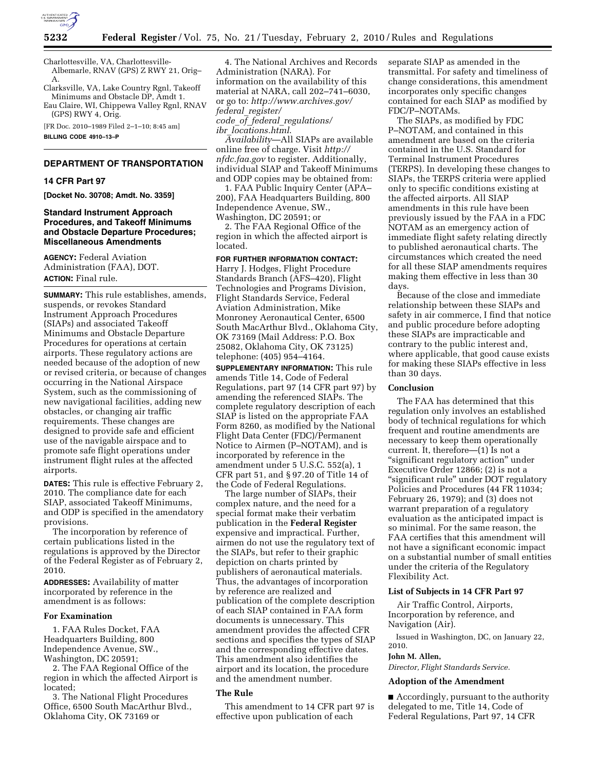Charlottesville, VA, Charlottesville-Albemarle, RNAV (GPS) Z RWY 21, Orig–A.

Clarksville, VA, Lake Country Rgnl, Takeoff Minimums and Obstacle DP, Amdt 1.

Eau Claire, WI, Chippewa Valley Rgnl, RNAV (GPS) RWY 4, Orig.

[FR Doc. 2010–1989 Filed 2–1–10; 8:45 am]

**BILLING CODE 4910–13–P**

## DEPARTMENT OF TRANSPORTATION

### 14 CFR Part 97

**[Docket No. 30708; Amdt. No. 3359]**

### Standard Instrument Approach Procedures, and Takeoff Minimums and Obstacle Departure Procedures; Miscellaneous Amendments

**AGENCY:** Federal Aviation Administration (FAA), DOT.

**ACTION:** Final rule.

**SUMMARY:** This rule establishes, amends, suspends, or revokes Standard Instrument Approach Procedures (SIAPs) and associated Takeoff Minimums and Obstacle Departure Procedures for operations at certain airports. These regulatory actions are needed because of the adoption of new or revised criteria, or because of changes occurring in the National Airspace System, such as the commissioning of new navigational facilities, adding new obstacles, or changing air traffic requirements. These changes are designed to provide safe and efficient use of the navigable airspace and to promote safe flight operations under instrument flight rules at the affected airports.

**DATES:** This rule is effective February 2, 2010. The compliance date for each SIAP, associated Takeoff Minimums, and ODP is specified in the amendatory provisions.

The incorporation by reference of certain publications listed in the regulations is approved by the Director of the Federal Register as of February 2, 2010.

**ADDRESSES:** Availability of matter incorporated by reference in the amendment is as follows:

**For Examination**

1. FAA Rules Docket, FAA Headquarters Building, 800 Independence Avenue, SW., Washington, DC 20591;

2. The FAA Regional Office of the region in which the affected Airport is located;

3. The National Flight Procedures Office, 6500 South MacArthur Blvd., Oklahoma City, OK 73169 or

4. The National Archives and Records Administration (NARA). For information on the availability of this material at NARA, call 202–741–6030, or go to: *http://www.archives.gov/federal_register/code_of_federal_regulations/ibr_locations.html*.

*Availability*—All SIAPs are available online free of charge. Visit *http://nfdc.faa.gov* to register. Additionally, individual SIAP and Takeoff Minimums and ODP copies may be obtained from:

1. FAA Public Inquiry Center (APA–200), FAA Headquarters Building, 800 Independence Avenue, SW., Washington, DC 20591; or

2. The FAA Regional Office of the region in which the affected airport is located.

**FOR FURTHER INFORMATION CONTACT:** Harry J. Hodges, Flight Procedure Standards Branch (AFS–420), Flight Technologies and Programs Division, Flight Standards Service, Federal Aviation Administration, Mike Monroney Aeronautical Center, 6500 South MacArthur Blvd., Oklahoma City, OK 73169 (Mail Address: P.O. Box 25082, Oklahoma City, OK 73125) telephone: (405) 954–4164.

**SUPPLEMENTARY INFORMATION:** This rule amends Title 14, Code of Federal Regulations, part 97 (14 CFR part 97) by amending the referenced SIAPs. The complete regulatory description of each SIAP is listed on the appropriate FAA Form 8260, as modified by the National Flight Data Center (FDC)/Permanent Notice to Airmen (P–NOTAM), and is incorporated by reference in the amendment under 5 U.S.C. 552(a), 1 CFR part 51, and § 97.20 of Title 14 of the Code of Federal Regulations.

The large number of SIAPs, their complex nature, and the need for a special format make their verbatim publication in the **Federal Register** expensive and impractical. Further, airmen do not use the regulatory text of the SIAPs, but refer to their graphic depiction on charts printed by publishers of aeronautical materials. Thus, the advantages of incorporation by reference are realized and publication of the complete description of each SIAP contained in FAA form documents is unnecessary. This amendment provides the affected CFR sections and specifies the types of SIAP and the corresponding effective dates. This amendment also identifies the airport and its location, the procedure and the amendment number.

### The Rule

This amendment to 14 CFR part 97 is effective upon publication of each separate SIAP as amended in the transmittal. For safety and timeliness of change considerations, this amendment incorporates only specific changes contained for each SIAP as modified by FDC/P–NOTAMs.

The SIAPs, as modified by FDC P–NOTAM, and contained in this amendment are based on the criteria contained in the U.S. Standard for Terminal Instrument Procedures (TERPS). In developing these changes to SIAPs, the TERPS criteria were applied only to specific conditions existing at the affected airports. All SIAP amendments in this rule have been previously issued by the FAA in a FDC NOTAM as an emergency action of immediate flight safety relating directly to published aeronautical charts. The circumstances which created the need for all these SIAP amendments requires making them effective in less than 30 days.

Because of the close and immediate relationship between these SIAPs and safety in air commerce, I find that notice and public procedure before adopting these SIAPs are impracticable and contrary to the public interest and, where applicable, that good cause exists for making these SIAPs effective in less than 30 days.

### Conclusion

The FAA has determined that this regulation only involves an established body of technical regulations for which frequent and routine amendments are necessary to keep them operationally current. It, therefore—(1) Is not a "significant regulatory action" under Executive Order 12866; (2) is not a "significant rule" under DOT regulatory Policies and Procedures (44 FR 11034; February 26, 1979); and (3) does not warrant preparation of a regulatory evaluation as the anticipated impact is so minimal. For the same reason, the FAA certifies that this amendment will not have a significant economic impact on a substantial number of small entities under the criteria of the Regulatory Flexibility Act.

### List of Subjects in 14 CFR Part 97

Air Traffic Control, Airports, Incorporation by reference, and Navigation (Air).

Issued in Washington, DC, on January 22, 2010.

**John M. Allen,**

*Director, Flight Standards Service.*

### Adoption of the Amendment

■ Accordingly, pursuant to the authority delegated to me, Title 14, Code of Federal Regulations, Part 97, 14 CFR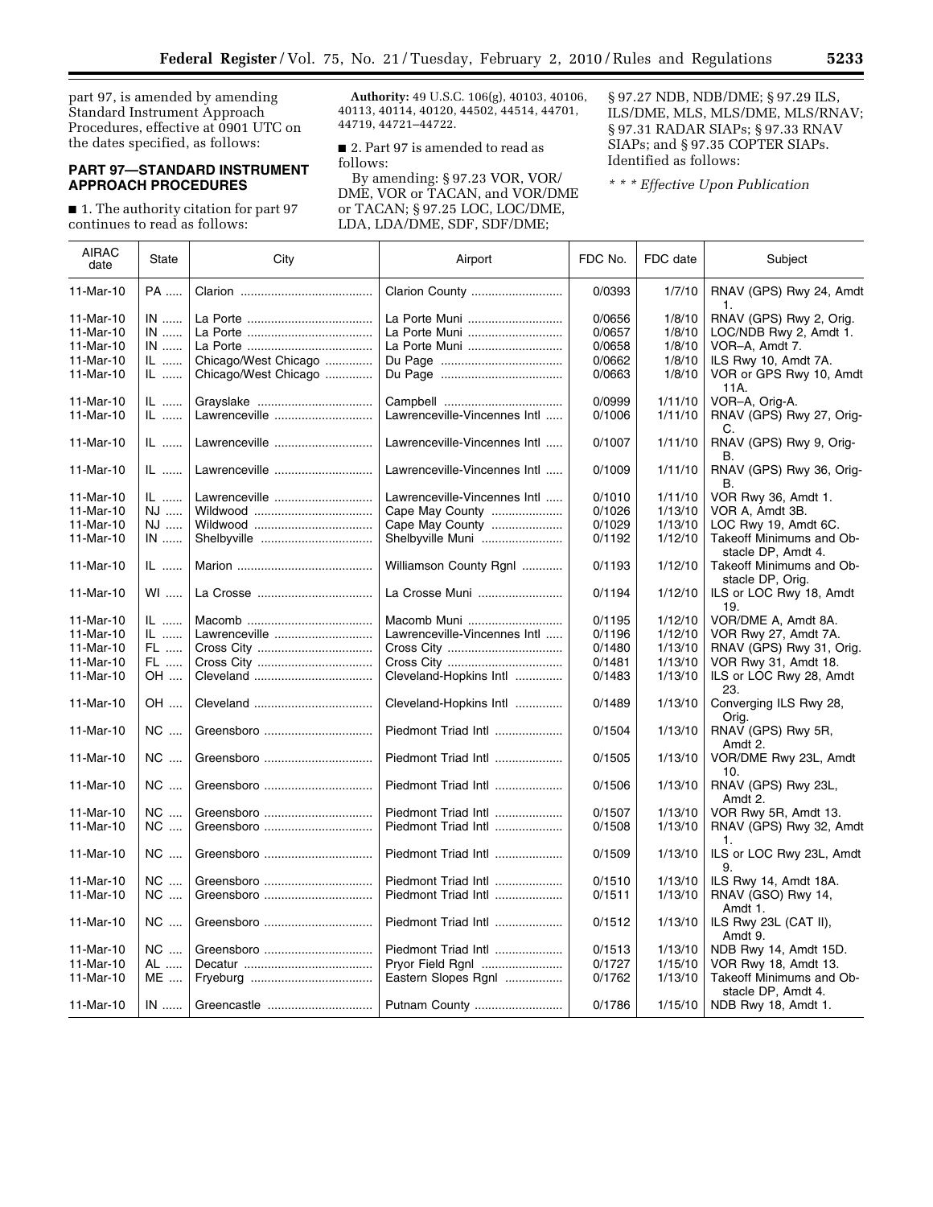part 97, is amended by amending Standard Instrument Approach Procedures, effective at 0901 UTC on the dates specified, as follows:

## PART 97—STANDARD INSTRUMENT APPROACH PROCEDURES

■ 1. The authority citation for part 97 continues to read as follows:

**Authority:** 49 U.S.C. 106(g), 40103, 40106, 40113, 40114, 40120, 44502, 44514, 44701, 44719, 44721–44722.

■ 2. Part 97 is amended to read as follows:

By amending: § 97.23 VOR, VOR/DME, VOR or TACAN, and VOR/DME or TACAN; § 97.25 LOC, LOC/DME, LDA, LDA/DME, SDF, SDF/DME; § 97.27 NDB, NDB/DME; § 97.29 ILS, ILS/DME, MLS, MLS/DME, MLS/RNAV; § 97.31 RADAR SIAPs; § 97.33 RNAV SIAPs; and § 97.35 COPTER SIAPs. Identified as follows:

*\* \* \* Effective Upon Publication*

| AIRAC date | State | City | Airport | FDC No. | FDC date | Subject |
|---|---|---|---|---|---|---|
| 11-Mar-10 | PA | Clarion | Clarion County | 0/0393 | 1/7/10 | RNAV (GPS) Rwy 24, Amdt 1. |
| 11-Mar-10 | IN | La Porte | La Porte Muni | 0/0656 | 1/8/10 | RNAV (GPS) Rwy 2, Orig. |
| 11-Mar-10 | IN | La Porte | La Porte Muni | 0/0657 | 1/8/10 | LOC/NDB Rwy 2, Amdt 1. |
| 11-Mar-10 | IN | La Porte | La Porte Muni | 0/0658 | 1/8/10 | VOR–A, Amdt 7. |
| 11-Mar-10 | IL | Chicago/West Chicago | Du Page | 0/0662 | 1/8/10 | ILS Rwy 10, Amdt 7A. |
| 11-Mar-10 | IL | Chicago/West Chicago | Du Page | 0/0663 | 1/8/10 | VOR or GPS Rwy 10, Amdt 11A. |
| 11-Mar-10 | IL | Grayslake | Campbell | 0/0999 | 1/11/10 | VOR–A, Orig-A. |
| 11-Mar-10 | IL | Lawrenceville | Lawrenceville-Vincennes Intl | 0/1006 | 1/11/10 | RNAV (GPS) Rwy 27, Orig-C. |
| 11-Mar-10 | IL | Lawrenceville | Lawrenceville-Vincennes Intl | 0/1007 | 1/11/10 | RNAV (GPS) Rwy 9, Orig-B. |
| 11-Mar-10 | IL | Lawrenceville | Lawrenceville-Vincennes Intl | 0/1009 | 1/11/10 | RNAV (GPS) Rwy 36, Orig-B. |
| 11-Mar-10 | IL | Lawrenceville | Lawrenceville-Vincennes Intl | 0/1010 | 1/11/10 | VOR Rwy 36, Amdt 1. |
| 11-Mar-10 | NJ | Wildwood | Cape May County | 0/1026 | 1/13/10 | VOR A, Amdt 3B. |
| 11-Mar-10 | NJ | Wildwood | Cape May County | 0/1029 | 1/13/10 | LOC Rwy 19, Amdt 6C. |
| 11-Mar-10 | IN | Shelbyville | Shelbyville Muni | 0/1192 | 1/12/10 | Takeoff Minimums and Obstacle DP, Amdt 4. |
| 11-Mar-10 | IL | Marion | Williamson County Rgnl | 0/1193 | 1/12/10 | Takeoff Minimums and Obstacle DP, Orig. |
| 11-Mar-10 | WI | La Crosse | La Crosse Muni | 0/1194 | 1/12/10 | ILS or LOC Rwy 18, Amdt 19. |
| 11-Mar-10 | IL | Macomb | Macomb Muni | 0/1195 | 1/12/10 | VOR/DME A, Amdt 8A. |
| 11-Mar-10 | IL | Lawrenceville | Lawrenceville-Vincennes Intl | 0/1196 | 1/12/10 | VOR Rwy 27, Amdt 7A. |
| 11-Mar-10 | FL | Cross City | Cross City | 0/1480 | 1/13/10 | RNAV (GPS) Rwy 31, Orig. |
| 11-Mar-10 | FL | Cross City | Cross City | 0/1481 | 1/13/10 | VOR Rwy 31, Amdt 18. |
| 11-Mar-10 | OH | Cleveland | Cleveland-Hopkins Intl | 0/1483 | 1/13/10 | ILS or LOC Rwy 28, Amdt 23. |
| 11-Mar-10 | OH | Cleveland | Cleveland-Hopkins Intl | 0/1489 | 1/13/10 | Converging ILS Rwy 28, Orig. |
| 11-Mar-10 | NC | Greensboro | Piedmont Triad Intl | 0/1504 | 1/13/10 | RNAV (GPS) Rwy 5R, Amdt 2. |
| 11-Mar-10 | NC | Greensboro | Piedmont Triad Intl | 0/1505 | 1/13/10 | VOR/DME Rwy 23L, Amdt 10. |
| 11-Mar-10 | NC | Greensboro | Piedmont Triad Intl | 0/1506 | 1/13/10 | RNAV (GPS) Rwy 23L, Amdt 2. |
| 11-Mar-10 | NC | Greensboro | Piedmont Triad Intl | 0/1507 | 1/13/10 | VOR Rwy 5R, Amdt 13. |
| 11-Mar-10 | NC | Greensboro | Piedmont Triad Intl | 0/1508 | 1/13/10 | RNAV (GPS) Rwy 32, Amdt 1. |
| 11-Mar-10 | NC | Greensboro | Piedmont Triad Intl | 0/1509 | 1/13/10 | ILS or LOC Rwy 23L, Amdt 9. |
| 11-Mar-10 | NC | Greensboro | Piedmont Triad Intl | 0/1510 | 1/13/10 | ILS Rwy 14, Amdt 18A. |
| 11-Mar-10 | NC | Greensboro | Piedmont Triad Intl | 0/1511 | 1/13/10 | RNAV (GSO) Rwy 14, Amdt 1. |
| 11-Mar-10 | NC | Greensboro | Piedmont Triad Intl | 0/1512 | 1/13/10 | ILS Rwy 23L (CAT II), Amdt 9. |
| 11-Mar-10 | NC | Greensboro | Piedmont Triad Intl | 0/1513 | 1/13/10 | NDB Rwy 14, Amdt 15D. |
| 11-Mar-10 | AL | Decatur | Pryor Field Rgnl | 0/1727 | 1/15/10 | VOR Rwy 18, Amdt 13. |
| 11-Mar-10 | ME | Fryeburg | Eastern Slopes Rgnl | 0/1762 | 1/13/10 | Takeoff Minimums and Obstacle DP, Amdt 4. |
| 11-Mar-10 | IN | Greencastle | Putnam County | 0/1786 | 1/15/10 | NDB Rwy 18, Amdt 1. |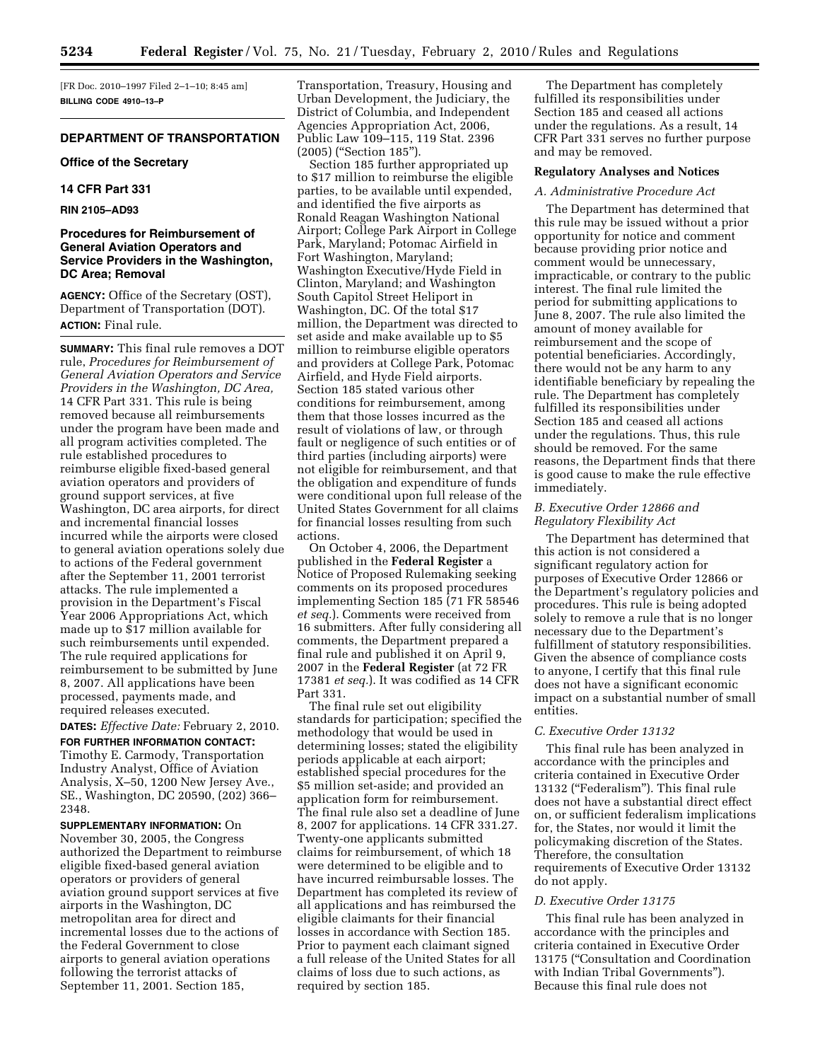[FR Doc. 2010–1997 Filed 2–1–10; 8:45 am]

**BILLING CODE 4910–13–P**

## DEPARTMENT OF TRANSPORTATION

### Office of the Secretary

### 14 CFR Part 331

### RIN 2105–AD93

### Procedures for Reimbursement of General Aviation Operators and Service Providers in the Washington, DC Area; Removal

**AGENCY:** Office of the Secretary (OST), Department of Transportation (DOT).

**ACTION:** Final rule.

**SUMMARY:** This final rule removes a DOT rule, *Procedures for Reimbursement of General Aviation Operators and Service Providers in the Washington, DC Area,* 14 CFR Part 331. This rule is being removed because all reimbursements under the program have been made and all program activities completed. The rule established procedures to reimburse eligible fixed-based general aviation operators and providers of ground support services, at five Washington, DC area airports, for direct and incremental financial losses incurred while the airports were closed to general aviation operations solely due to actions of the Federal government after the September 11, 2001 terrorist attacks. The rule implemented a provision in the Department's Fiscal Year 2006 Appropriations Act, which made up to $17 million available for such reimbursements until expended. The rule required applications for reimbursement to be submitted by June 8, 2007. All applications have been processed, payments made, and required releases executed.

**DATES:** *Effective Date:* February 2, 2010.

**FOR FURTHER INFORMATION CONTACT:** Timothy E. Carmody, Transportation Industry Analyst, Office of Aviation Analysis, X–50, 1200 New Jersey Ave., SE., Washington, DC 20590, (202) 366–2348.

**SUPPLEMENTARY INFORMATION:** On November 30, 2005, the Congress authorized the Department to reimburse eligible fixed-based general aviation operators or providers of general aviation ground support services at five airports in the Washington, DC metropolitan area for direct and incremental losses due to the actions of the Federal Government to close airports to general aviation operations following the terrorist attacks of September 11, 2001. Section 185, Transportation, Treasury, Housing and Urban Development, the Judiciary, the District of Columbia, and Independent Agencies Appropriation Act, 2006, Public Law 109–115, 119 Stat. 2396 (2005) ("Section 185").

Section 185 further appropriated up to $17 million to reimburse the eligible parties, to be available until expended, and identified the five airports as Ronald Reagan Washington National Airport; College Park Airport in College Park, Maryland; Potomac Airfield in Fort Washington, Maryland; Washington Executive/Hyde Field in Clinton, Maryland; and Washington South Capitol Street Heliport in Washington, DC. Of the total $17 million, the Department was directed to set aside and make available up to $5 million to reimburse eligible operators and providers at College Park, Potomac Airfield, and Hyde Field airports. Section 185 stated various other conditions for reimbursement, among them that those losses incurred as the result of violations of law, or through fault or negligence of such entities or of third parties (including airports) were not eligible for reimbursement, and that the obligation and expenditure of funds were conditional upon full release of the United States Government for all claims for financial losses resulting from such actions.

On October 4, 2006, the Department published in the **Federal Register** a Notice of Proposed Rulemaking seeking comments on its proposed procedures implementing Section 185 (71 FR 58546 *et seq.*). Comments were received from 16 submitters. After fully considering all comments, the Department prepared a final rule and published it on April 9, 2007 in the **Federal Register** (at 72 FR 17381 *et seq.*). It was codified as 14 CFR Part 331.

The final rule set out eligibility standards for participation; specified the methodology that would be used in determining losses; stated the eligibility periods applicable at each airport; established special procedures for the $5 million set-aside; and provided an application form for reimbursement. The final rule also set a deadline of June 8, 2007 for applications. 14 CFR 331.27. Twenty-one applicants submitted claims for reimbursement, of which 18 were determined to be eligible and to have incurred reimbursable losses. The Department has completed its review of all applications and has reimbursed the eligible claimants for their financial losses in accordance with Section 185. Prior to payment each claimant signed a full release of the United States for all claims of loss due to such actions, as required by section 185.

The Department has completely fulfilled its responsibilities under Section 185 and ceased all actions under the regulations. As a result, 14 CFR Part 331 serves no further purpose and may be removed.

### Regulatory Analyses and Notices

#### *A. Administrative Procedure Act*

The Department has determined that this rule may be issued without a prior opportunity for notice and comment because providing prior notice and comment would be unnecessary, impracticable, or contrary to the public interest. The final rule limited the period for submitting applications to June 8, 2007. The rule also limited the amount of money available for reimbursement and the scope of potential beneficiaries. Accordingly, there would not be any harm to any identifiable beneficiary by repealing the rule. The Department has completely fulfilled its responsibilities under Section 185 and ceased all actions under the regulations. Thus, this rule should be removed. For the same reasons, the Department finds that there is good cause to make the rule effective immediately.

#### *B. Executive Order 12866 and Regulatory Flexibility Act*

The Department has determined that this action is not considered a significant regulatory action for purposes of Executive Order 12866 or the Department's regulatory policies and procedures. This rule is being adopted solely to remove a rule that is no longer necessary due to the Department's fulfillment of statutory responsibilities. Given the absence of compliance costs to anyone, I certify that this final rule does not have a significant economic impact on a substantial number of small entities.

#### *C. Executive Order 13132*

This final rule has been analyzed in accordance with the principles and criteria contained in Executive Order 13132 ("Federalism"). This final rule does not have a substantial direct effect on, or sufficient federalism implications for, the States, nor would it limit the policymaking discretion of the States. Therefore, the consultation requirements of Executive Order 13132 do not apply.

#### *D. Executive Order 13175*

This final rule has been analyzed in accordance with the principles and criteria contained in Executive Order 13175 ("Consultation and Coordination with Indian Tribal Governments"). Because this final rule does not